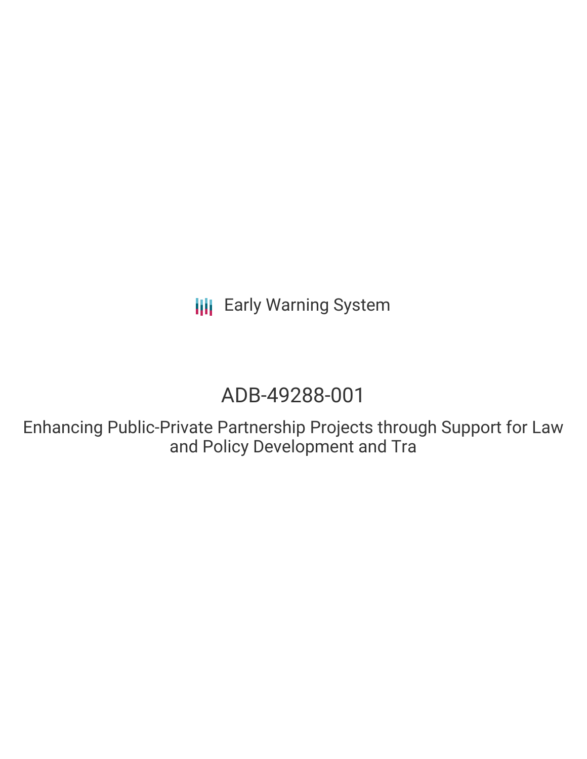Early Warning System

# ADB-49288-001

## Enhancing Public-Private Partnership Projects through Support for Law and Policy Development and Tra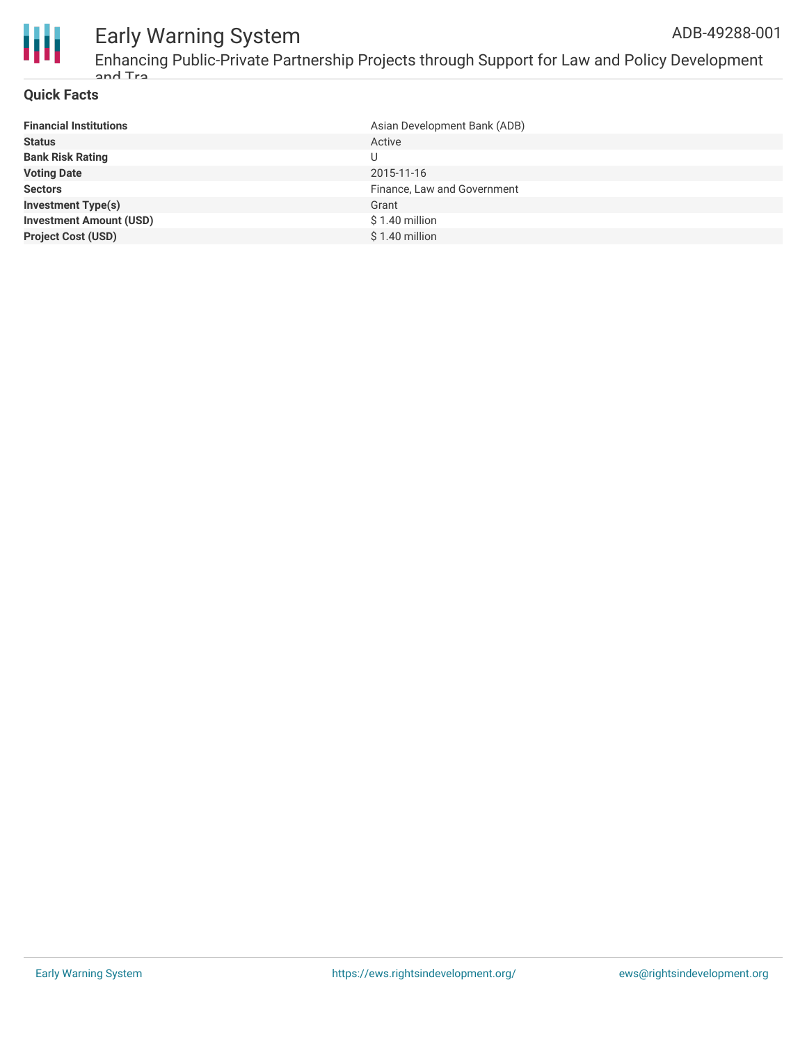## Quick Facts

| | |
|---|---|
| **Financial Institutions** | Asian Development Bank (ADB) |
| **Status** | Active |
| **Bank Risk Rating** | U |
| **Voting Date** | 2015-11-16 |
| **Sectors** | Finance, Law and Government |
| **Investment Type(s)** | Grant |
| **Investment Amount (USD)** | $ 1.40 million |
| **Project Cost (USD)** | $ 1.40 million |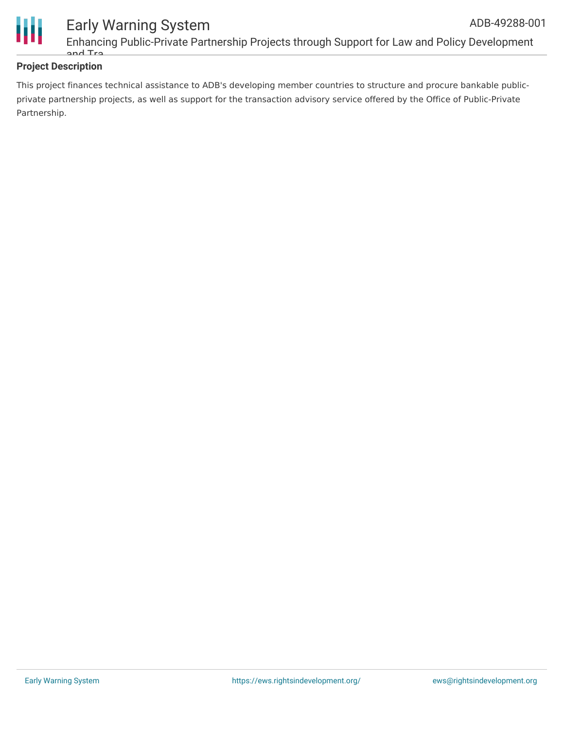**Project Description**

This project finances technical assistance to ADB's developing member countries to structure and procure bankable public-private partnership projects, as well as support for the transaction advisory service offered by the Office of Public-Private Partnership.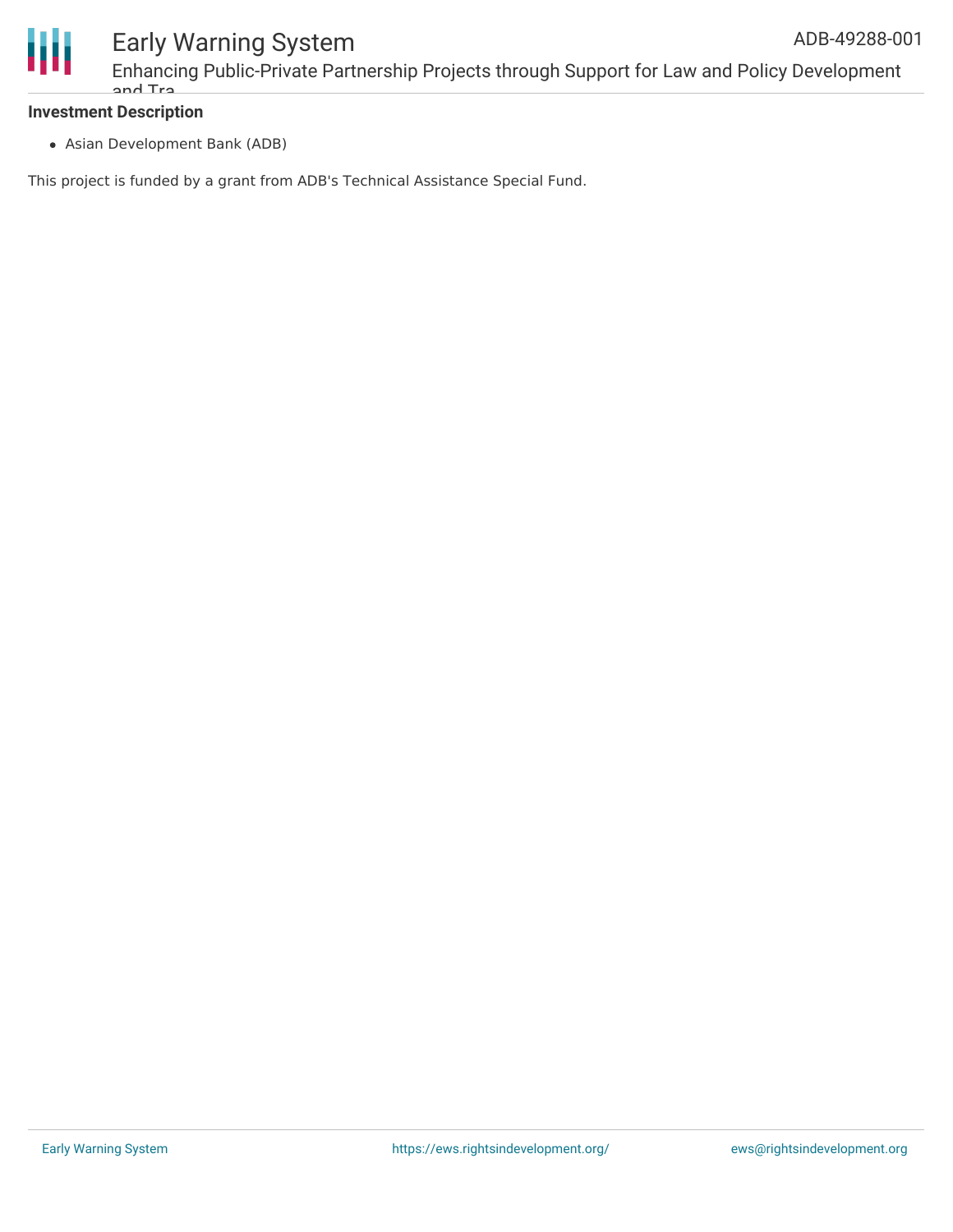### Investment Description

- Asian Development Bank (ADB)

This project is funded by a grant from ADB's Technical Assistance Special Fund.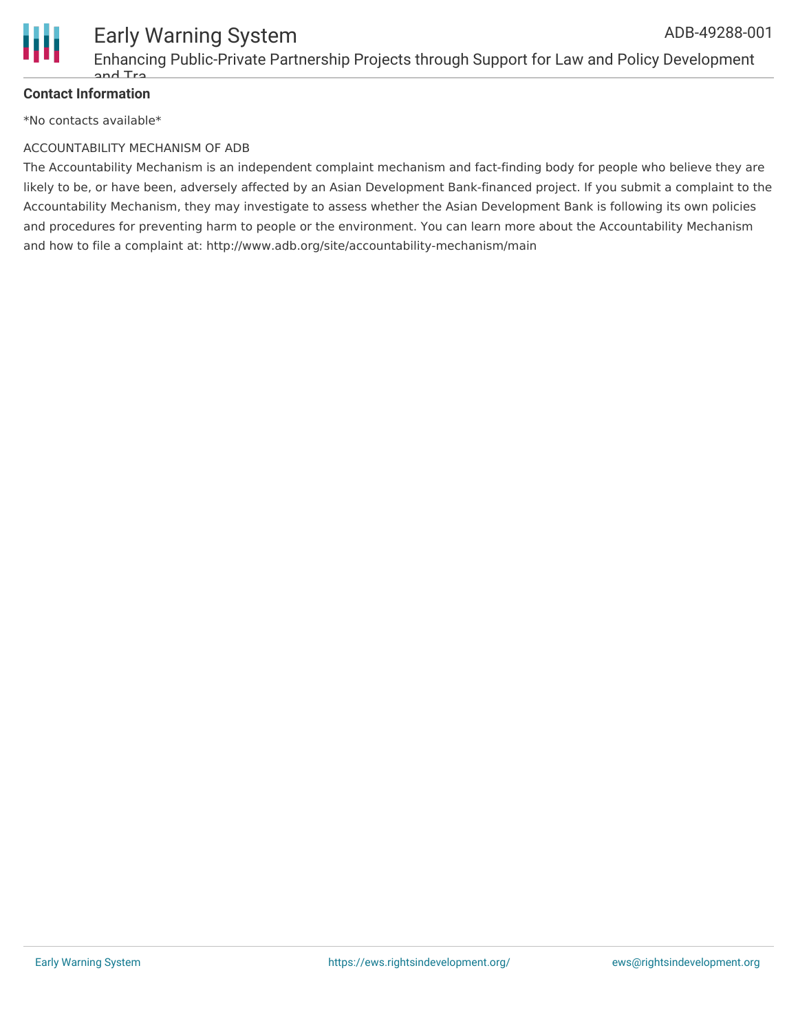**Contact Information**

*No contacts available*

ACCOUNTABILITY MECHANISM OF ADB

The Accountability Mechanism is an independent complaint mechanism and fact-finding body for people who believe they are likely to be, or have been, adversely affected by an Asian Development Bank-financed project. If you submit a complaint to the Accountability Mechanism, they may investigate to assess whether the Asian Development Bank is following its own policies and procedures for preventing harm to people or the environment. You can learn more about the Accountability Mechanism and how to file a complaint at: http://www.adb.org/site/accountability-mechanism/main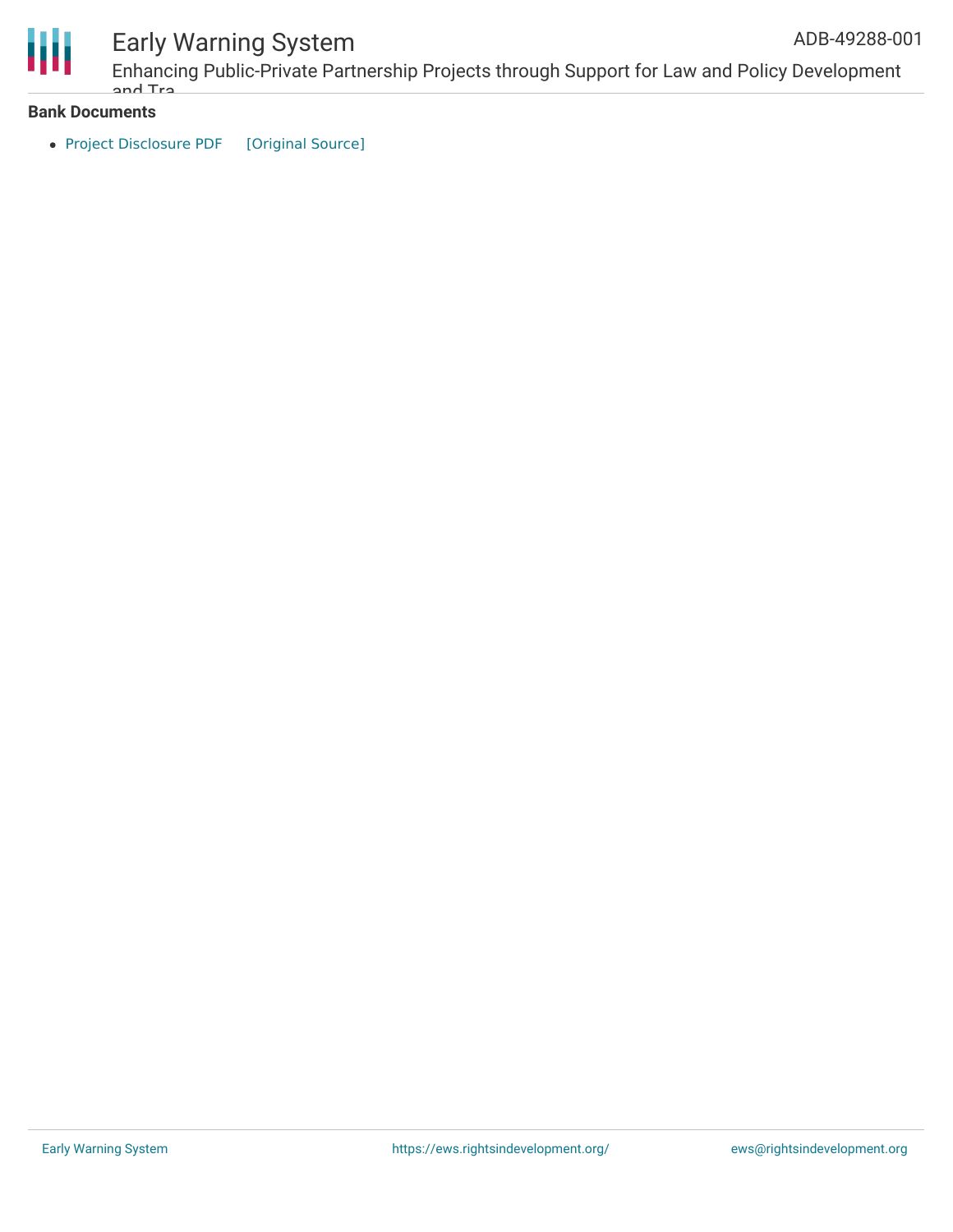**Bank Documents**

- Project Disclosure PDF [Original Source]